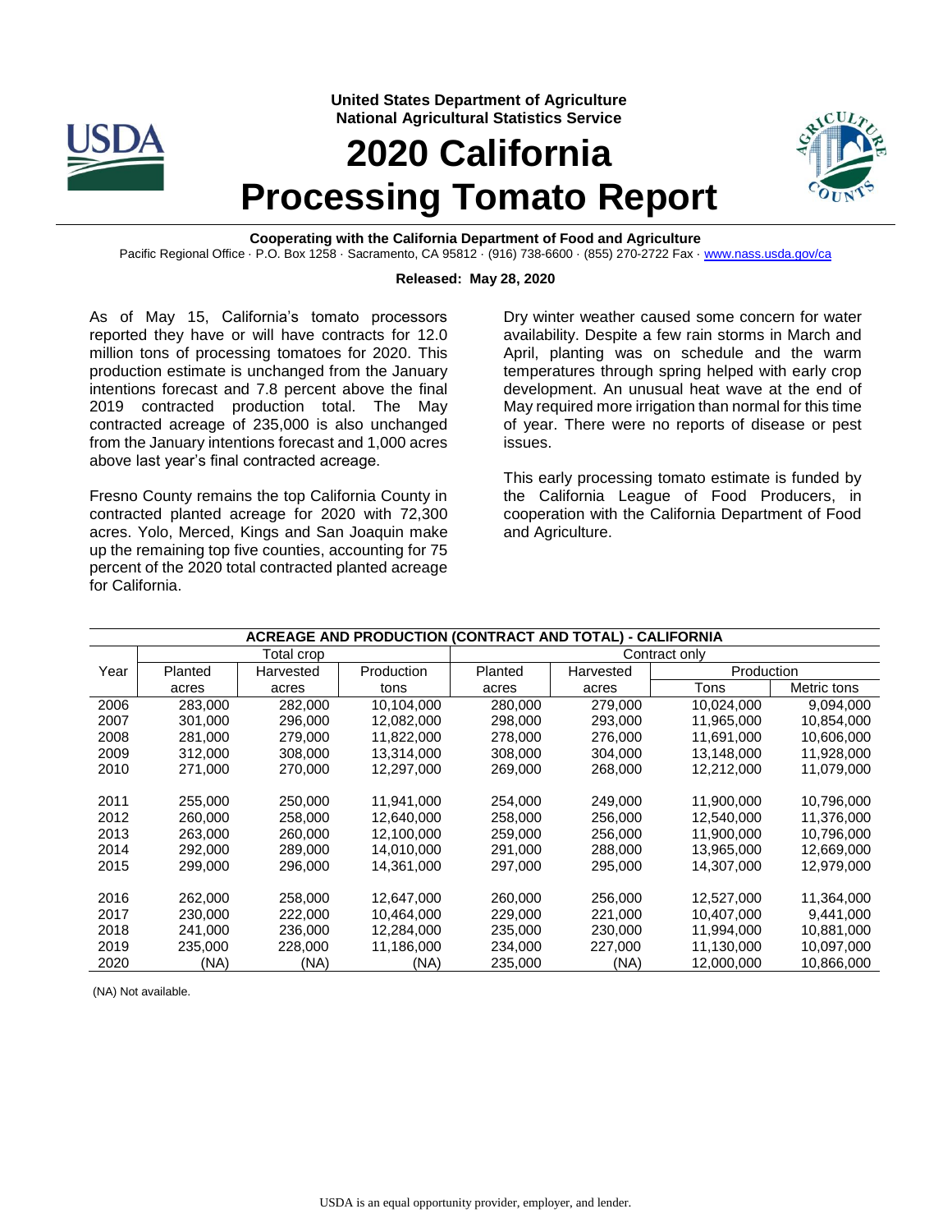**United States Department of Agriculture**
**National Agricultural Statistics Service**

# 2020 California Processing Tomato Report

**Cooperating with the California Department of Food and Agriculture**

Pacific Regional Office · P.O. Box 1258 · Sacramento, CA 95812 · (916) 738-6600 · (855) 270-2722 Fax · www.nass.usda.gov/ca

**Released: May 28, 2020**

As of May 15, California's tomato processors reported they have or will have contracts for 12.0 million tons of processing tomatoes for 2020. This production estimate is unchanged from the January intentions forecast and 7.8 percent above the final 2019 contracted production total. The May contracted acreage of 235,000 is also unchanged from the January intentions forecast and 1,000 acres above last year's final contracted acreage.

Fresno County remains the top California County in contracted planted acreage for 2020 with 72,300 acres. Yolo, Merced, Kings and San Joaquin make up the remaining top five counties, accounting for 75 percent of the 2020 total contracted planted acreage for California.

Dry winter weather caused some concern for water availability. Despite a few rain storms in March and April, planting was on schedule and the warm temperatures through spring helped with early crop development. An unusual heat wave at the end of May required more irrigation than normal for this time of year. There were no reports of disease or pest issues.

This early processing tomato estimate is funded by the California League of Food Producers, in cooperation with the California Department of Food and Agriculture.

**ACREAGE AND PRODUCTION (CONTRACT AND TOTAL) - CALIFORNIA**

| Year | Total crop | | | Contract only | | | |
|---|---|---|---|---|---|---|---|
| | Planted | Harvested | Production | Planted | Harvested | Production | |
| | acres | acres | tons | acres | acres | Tons | Metric tons |
| 2006 | 283,000 | 282,000 | 10,104,000 | 280,000 | 279,000 | 10,024,000 | 9,094,000 |
| 2007 | 301,000 | 296,000 | 12,082,000 | 298,000 | 293,000 | 11,965,000 | 10,854,000 |
| 2008 | 281,000 | 279,000 | 11,822,000 | 278,000 | 276,000 | 11,691,000 | 10,606,000 |
| 2009 | 312,000 | 308,000 | 13,314,000 | 308,000 | 304,000 | 13,148,000 | 11,928,000 |
| 2010 | 271,000 | 270,000 | 12,297,000 | 269,000 | 268,000 | 12,212,000 | 11,079,000 |
| 2011 | 255,000 | 250,000 | 11,941,000 | 254,000 | 249,000 | 11,900,000 | 10,796,000 |
| 2012 | 260,000 | 258,000 | 12,640,000 | 258,000 | 256,000 | 12,540,000 | 11,376,000 |
| 2013 | 263,000 | 260,000 | 12,100,000 | 259,000 | 256,000 | 11,900,000 | 10,796,000 |
| 2014 | 292,000 | 289,000 | 14,010,000 | 291,000 | 288,000 | 13,965,000 | 12,669,000 |
| 2015 | 299,000 | 296,000 | 14,361,000 | 297,000 | 295,000 | 14,307,000 | 12,979,000 |
| 2016 | 262,000 | 258,000 | 12,647,000 | 260,000 | 256,000 | 12,527,000 | 11,364,000 |
| 2017 | 230,000 | 222,000 | 10,464,000 | 229,000 | 221,000 | 10,407,000 | 9,441,000 |
| 2018 | 241,000 | 236,000 | 12,284,000 | 235,000 | 230,000 | 11,994,000 | 10,881,000 |
| 2019 | 235,000 | 228,000 | 11,186,000 | 234,000 | 227,000 | 11,130,000 | 10,097,000 |
| 2020 | (NA) | (NA) | (NA) | 235,000 | (NA) | 12,000,000 | 10,866,000 |

(NA) Not available.

USDA is an equal opportunity provider, employer, and lender.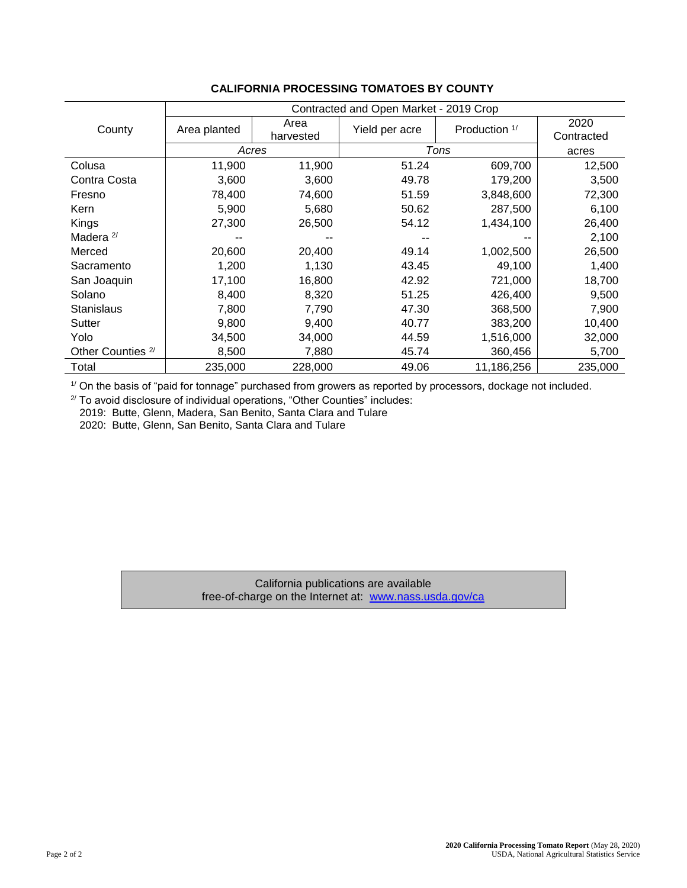## CALIFORNIA PROCESSING TOMATOES BY COUNTY

| County | Contracted and Open Market - 2019 Crop | | | | 2020 Contracted |
|---|---|---|---|---|---|
| | Area planted | Area harvested | Yield per acre | Production [1/] | |
| | *Acres* | | *Tons* | | acres |
| Colusa | 11,900 | 11,900 | 51.24 | 609,700 | 12,500 |
| Contra Costa | 3,600 | 3,600 | 49.78 | 179,200 | 3,500 |
| Fresno | 78,400 | 74,600 | 51.59 | 3,848,600 | 72,300 |
| Kern | 5,900 | 5,680 | 50.62 | 287,500 | 6,100 |
| Kings | 27,300 | 26,500 | 54.12 | 1,434,100 | 26,400 |
| Madera [2/] | -- | -- | -- | -- | 2,100 |
| Merced | 20,600 | 20,400 | 49.14 | 1,002,500 | 26,500 |
| Sacramento | 1,200 | 1,130 | 43.45 | 49,100 | 1,400 |
| San Joaquin | 17,100 | 16,800 | 42.92 | 721,000 | 18,700 |
| Solano | 8,400 | 8,320 | 51.25 | 426,400 | 9,500 |
| Stanislaus | 7,800 | 7,790 | 47.30 | 368,500 | 7,900 |
| Sutter | 9,800 | 9,400 | 40.77 | 383,200 | 10,400 |
| Yolo | 34,500 | 34,000 | 44.59 | 1,516,000 | 32,000 |
| Other Counties [2/] | 8,500 | 7,880 | 45.74 | 360,456 | 5,700 |
| Total | 235,000 | 228,000 | 49.06 | 11,186,256 | 235,000 |

[1/] On the basis of "paid for tonnage" purchased from growers as reported by processors, dockage not included.

[2/] To avoid disclosure of individual operations, "Other Counties" includes:
2019: Butte, Glenn, Madera, San Benito, Santa Clara and Tulare
2020: Butte, Glenn, San Benito, Santa Clara and Tulare

California publications are available
free-of-charge on the Internet at: www.nass.usda.gov/ca